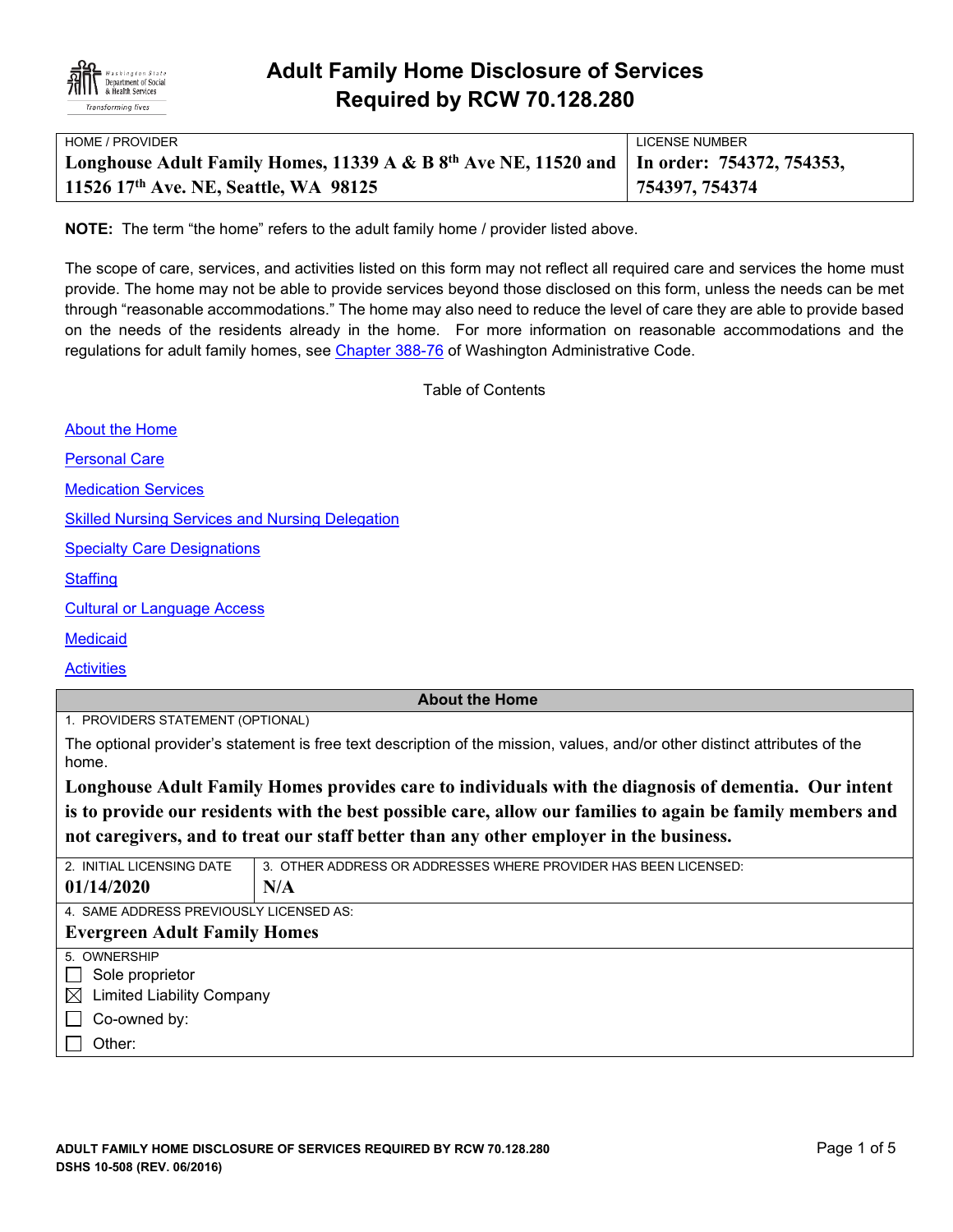# Adult Family Home Disclosure of Services Required by RCW 70.128.280

| HOME / PROVIDER | LICENSE NUMBER |
|---|---|
| **Longhouse Adult Family Homes, 11339 A & B 8th Ave NE, 11520 and 11526 17th Ave. NE, Seattle, WA 98125** | **In order: 754372, 754353, 754397, 754374** |

**NOTE:** The term "the home" refers to the adult family home / provider listed above.

The scope of care, services, and activities listed on this form may not reflect all required care and services the home must provide. The home may not be able to provide services beyond those disclosed on this form, unless the needs can be met through "reasonable accommodations." The home may also need to reduce the level of care they are able to provide based on the needs of the residents already in the home. For more information on reasonable accommodations and the regulations for adult family homes, see Chapter 388-76 of Washington Administrative Code.

Table of Contents

- About the Home
- Personal Care
- Medication Services
- Skilled Nursing Services and Nursing Delegation
- Specialty Care Designations
- Staffing
- Cultural or Language Access
- Medicaid
- Activities

## About the Home

1. PROVIDERS STATEMENT (OPTIONAL)

The optional provider's statement is free text description of the mission, values, and/or other distinct attributes of the home.

**Longhouse Adult Family Homes provides care to individuals with the diagnosis of dementia. Our intent is to provide our residents with the best possible care, allow our families to again be family members and not caregivers, and to treat our staff better than any other employer in the business.**

| 2. INITIAL LICENSING DATE | 3. OTHER ADDRESS OR ADDRESSES WHERE PROVIDER HAS BEEN LICENSED: |
|---|---|
| **01/14/2020** | **N/A** |

4. SAME ADDRESS PREVIOUSLY LICENSED AS:

**Evergreen Adult Family Homes**

5. OWNERSHIP

- ☐ Sole proprietor
- ☒ Limited Liability Company
- ☐ Co-owned by:
- ☐ Other: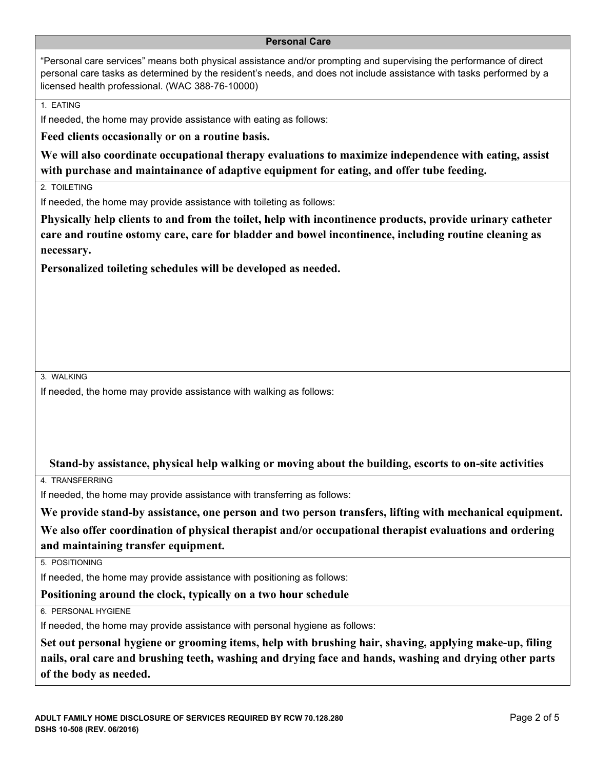## Personal Care

"Personal care services" means both physical assistance and/or prompting and supervising the performance of direct personal care tasks as determined by the resident's needs, and does not include assistance with tasks performed by a licensed health professional. (WAC 388-76-10000)

### 1. EATING

If needed, the home may provide assistance with eating as follows:

**Feed clients occasionally or on a routine basis.**

**We will also coordinate occupational therapy evaluations to maximize independence with eating, assist with purchase and maintainance of adaptive equipment for eating, and offer tube feeding.**

### 2. TOILETING

If needed, the home may provide assistance with toileting as follows:

**Physically help clients to and from the toilet, help with incontinence products, provide urinary catheter care and routine ostomy care, care for bladder and bowel incontinence, including routine cleaning as necessary.**

**Personalized toileting schedules will be developed as needed.**

### 3. WALKING

If needed, the home may provide assistance with walking as follows:

**Stand-by assistance, physical help walking or moving about the building, escorts to on-site activities**

### 4. TRANSFERRING

If needed, the home may provide assistance with transferring as follows:

**We provide stand-by assistance, one person and two person transfers, lifting with mechanical equipment.**

**We also offer coordination of physical therapist and/or occupational therapist evaluations and ordering and maintaining transfer equipment.**

### 5. POSITIONING

If needed, the home may provide assistance with positioning as follows:

**Positioning around the clock, typically on a two hour schedule**

### 6. PERSONAL HYGIENE

If needed, the home may provide assistance with personal hygiene as follows:

**Set out personal hygiene or grooming items, help with brushing hair, shaving, applying make-up, filing nails, oral care and brushing teeth, washing and drying face and hands, washing and drying other parts of the body as needed.**

ADULT FAMILY HOME DISCLOSURE OF SERVICES REQUIRED BY RCW 70.128.280
DSHS 10-508 (REV. 06/2016)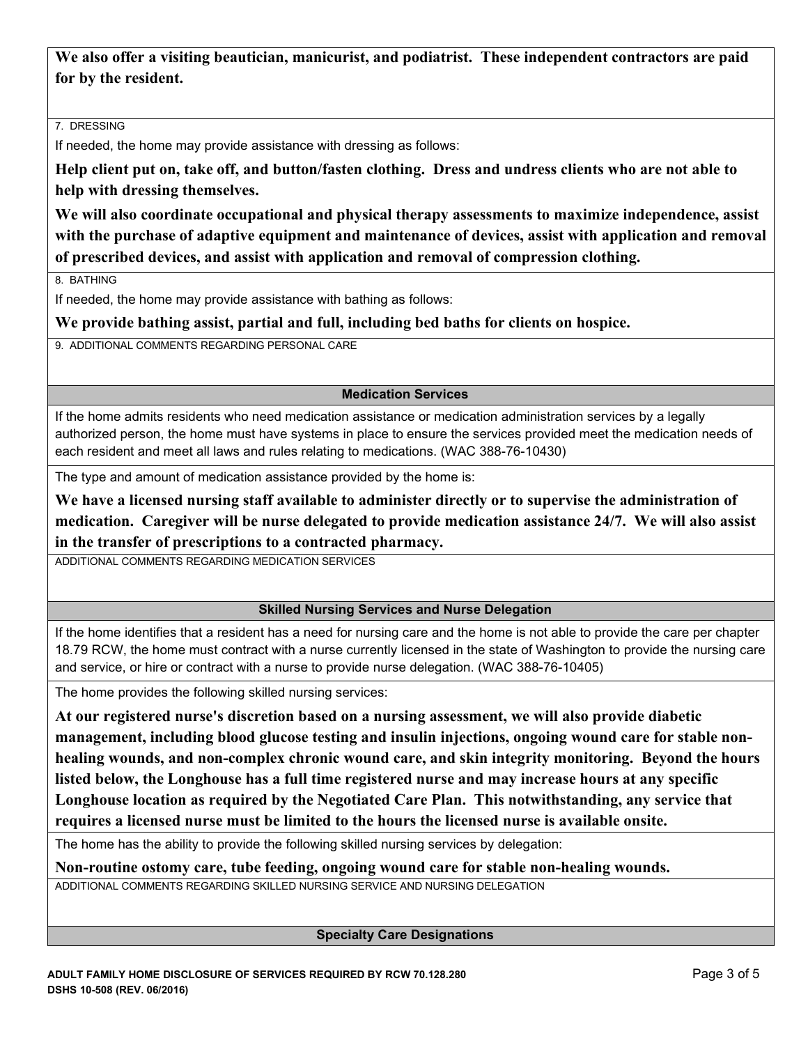**We also offer a visiting beautician, manicurist, and podiatrist. These independent contractors are paid for by the resident.**

7. DRESSING

If needed, the home may provide assistance with dressing as follows:

**Help client put on, take off, and button/fasten clothing. Dress and undress clients who are not able to help with dressing themselves.**

**We will also coordinate occupational and physical therapy assessments to maximize independence, assist with the purchase of adaptive equipment and maintenance of devices, assist with application and removal of prescribed devices, and assist with application and removal of compression clothing.**

8. BATHING

If needed, the home may provide assistance with bathing as follows:

**We provide bathing assist, partial and full, including bed baths for clients on hospice.**

9. ADDITIONAL COMMENTS REGARDING PERSONAL CARE

## Medication Services

If the home admits residents who need medication assistance or medication administration services by a legally authorized person, the home must have systems in place to ensure the services provided meet the medication needs of each resident and meet all laws and rules relating to medications. (WAC 388-76-10430)

The type and amount of medication assistance provided by the home is:

**We have a licensed nursing staff available to administer directly or to supervise the administration of medication. Caregiver will be nurse delegated to provide medication assistance 24/7. We will also assist in the transfer of prescriptions to a contracted pharmacy.**

ADDITIONAL COMMENTS REGARDING MEDICATION SERVICES

## Skilled Nursing Services and Nurse Delegation

If the home identifies that a resident has a need for nursing care and the home is not able to provide the care per chapter 18.79 RCW, the home must contract with a nurse currently licensed in the state of Washington to provide the nursing care and service, or hire or contract with a nurse to provide nurse delegation. (WAC 388-76-10405)

The home provides the following skilled nursing services:

**At our registered nurse's discretion based on a nursing assessment, we will also provide diabetic management, including blood glucose testing and insulin injections, ongoing wound care for stable non-healing wounds, and non-complex chronic wound care, and skin integrity monitoring. Beyond the hours listed below, the Longhouse has a full time registered nurse and may increase hours at any specific Longhouse location as required by the Negotiated Care Plan. This notwithstanding, any service that requires a licensed nurse must be limited to the hours the licensed nurse is available onsite.**

The home has the ability to provide the following skilled nursing services by delegation:

**Non-routine ostomy care, tube feeding, ongoing wound care for stable non-healing wounds.**

ADDITIONAL COMMENTS REGARDING SKILLED NURSING SERVICE AND NURSING DELEGATION

## Specialty Care Designations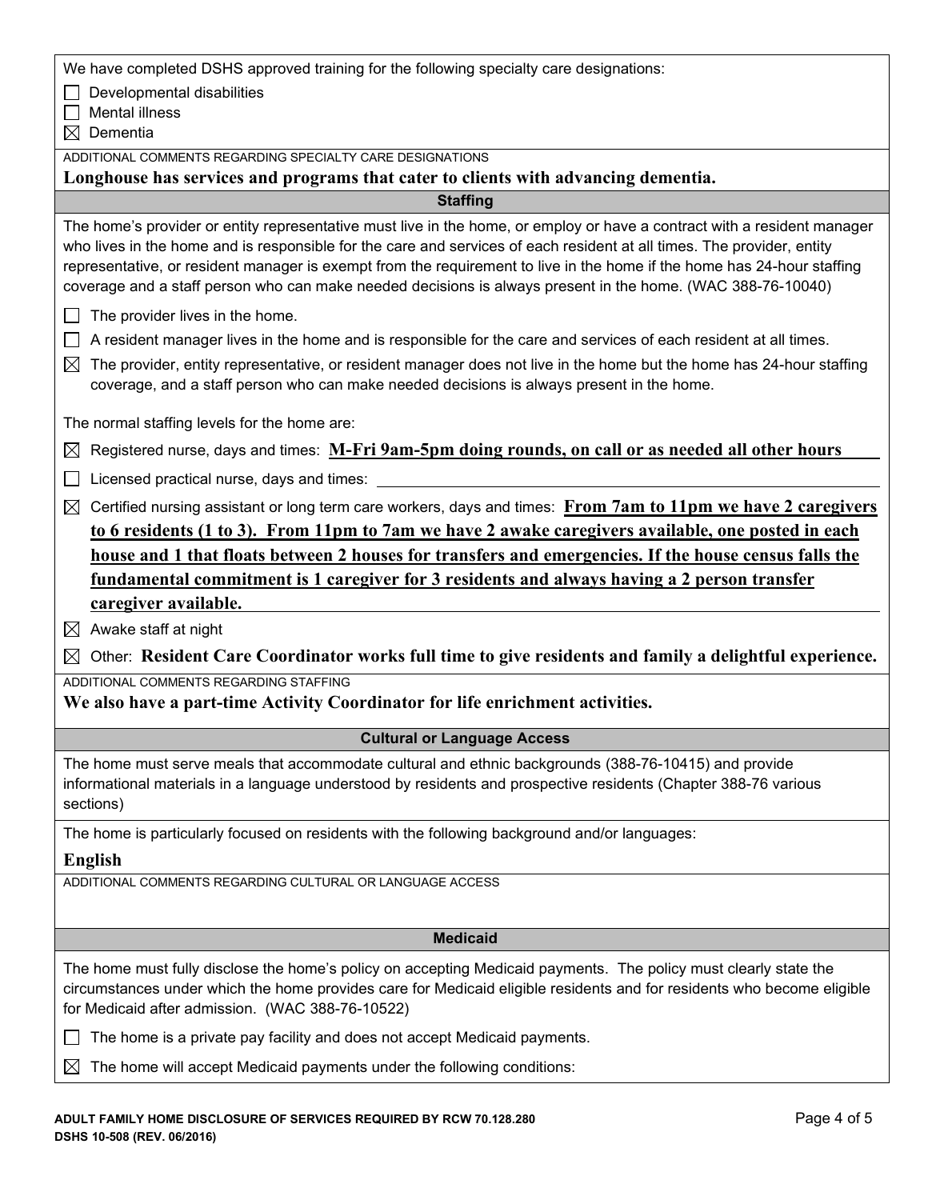We have completed DSHS approved training for the following specialty care designations:

- ☐ Developmental disabilities
- ☐ Mental illness
- ☒ Dementia

ADDITIONAL COMMENTS REGARDING SPECIALTY CARE DESIGNATIONS

**Longhouse has services and programs that cater to clients with advancing dementia.**

## Staffing

The home's provider or entity representative must live in the home, or employ or have a contract with a resident manager who lives in the home and is responsible for the care and services of each resident at all times. The provider, entity representative, or resident manager is exempt from the requirement to live in the home if the home has 24-hour staffing coverage and a staff person who can make needed decisions is always present in the home. (WAC 388-76-10040)

- ☐ The provider lives in the home.
- ☐ A resident manager lives in the home and is responsible for the care and services of each resident at all times.
- ☒ The provider, entity representative, or resident manager does not live in the home but the home has 24-hour staffing coverage, and a staff person who can make needed decisions is always present in the home.

The normal staffing levels for the home are:

- ☒ Registered nurse, days and times: **M-Fri 9am-5pm doing rounds, on call or as needed all other hours**
- ☐ Licensed practical nurse, days and times:
- ☒ Certified nursing assistant or long term care workers, days and times: **From 7am to 11pm we have 2 caregivers to 6 residents (1 to 3). From 11pm to 7am we have 2 awake caregivers available, one posted in each house and 1 that floats between 2 houses for transfers and emergencies. If the house census falls the fundamental commitment is 1 caregiver for 3 residents and always having a 2 person transfer caregiver available.**
- ☒ Awake staff at night
- ☒ Other: **Resident Care Coordinator works full time to give residents and family a delightful experience.**

ADDITIONAL COMMENTS REGARDING STAFFING

**We also have a part-time Activity Coordinator for life enrichment activities.**

## Cultural or Language Access

The home must serve meals that accommodate cultural and ethnic backgrounds (388-76-10415) and provide informational materials in a language understood by residents and prospective residents (Chapter 388-76 various sections)

The home is particularly focused on residents with the following background and/or languages:

**English**

ADDITIONAL COMMENTS REGARDING CULTURAL OR LANGUAGE ACCESS

## Medicaid

The home must fully disclose the home's policy on accepting Medicaid payments. The policy must clearly state the circumstances under which the home provides care for Medicaid eligible residents and for residents who become eligible for Medicaid after admission. (WAC 388-76-10522)

- ☐ The home is a private pay facility and does not accept Medicaid payments.
- ☒ The home will accept Medicaid payments under the following conditions:

ADULT FAMILY HOME DISCLOSURE OF SERVICES REQUIRED BY RCW 70.128.280
DSHS 10-508 (REV. 06/2016)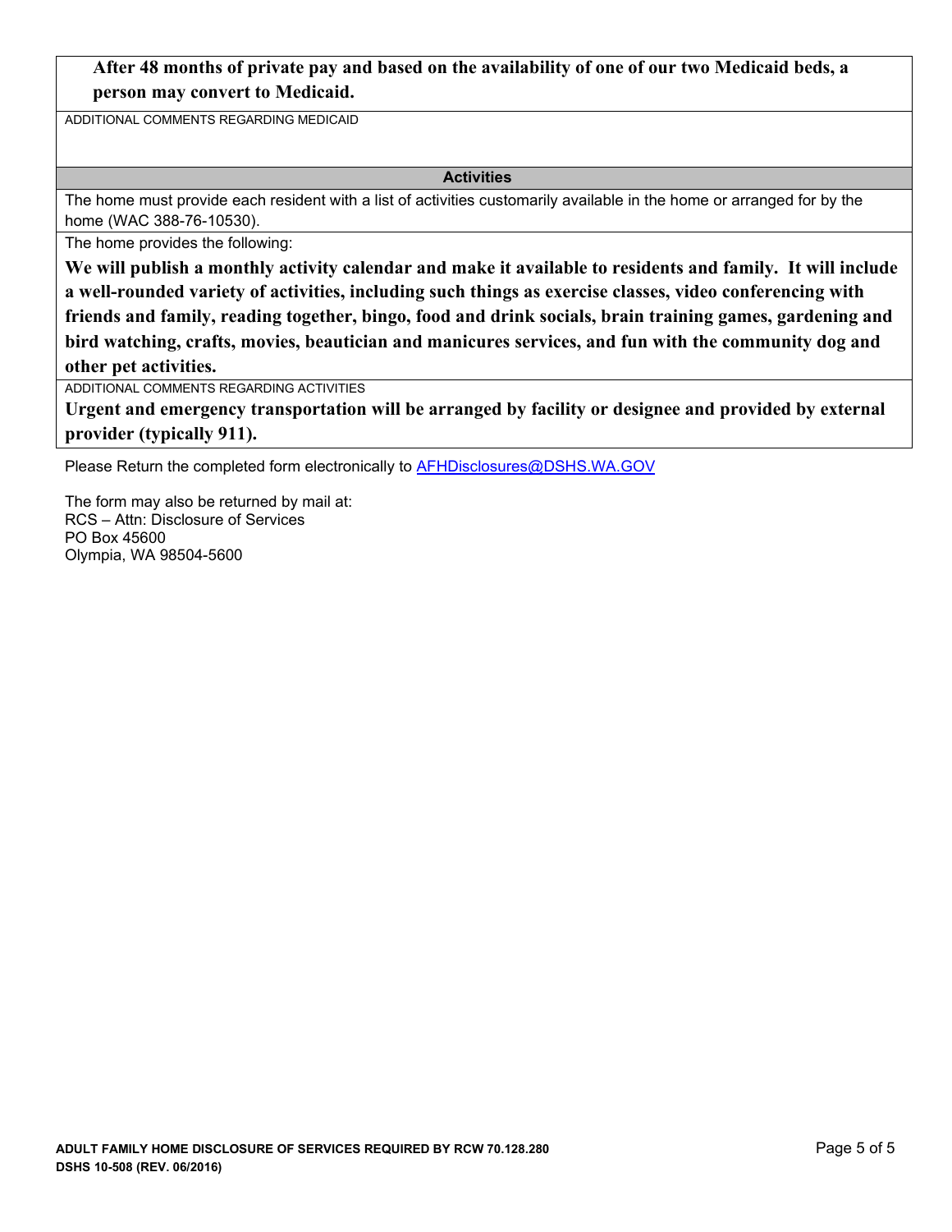**After 48 months of private pay and based on the availability of one of our two Medicaid beds, a person may convert to Medicaid.**

ADDITIONAL COMMENTS REGARDING MEDICAID

## Activities

The home must provide each resident with a list of activities customarily available in the home or arranged for by the home (WAC 388-76-10530).

The home provides the following:

**We will publish a monthly activity calendar and make it available to residents and family. It will include a well-rounded variety of activities, including such things as exercise classes, video conferencing with friends and family, reading together, bingo, food and drink socials, brain training games, gardening and bird watching, crafts, movies, beautician and manicures services, and fun with the community dog and other pet activities.**

ADDITIONAL COMMENTS REGARDING ACTIVITIES

**Urgent and emergency transportation will be arranged by facility or designee and provided by external provider (typically 911).**

Please Return the completed form electronically to AFHDisclosures@DSHS.WA.GOV

The form may also be returned by mail at:
RCS – Attn: Disclosure of Services
PO Box 45600
Olympia, WA 98504-5600